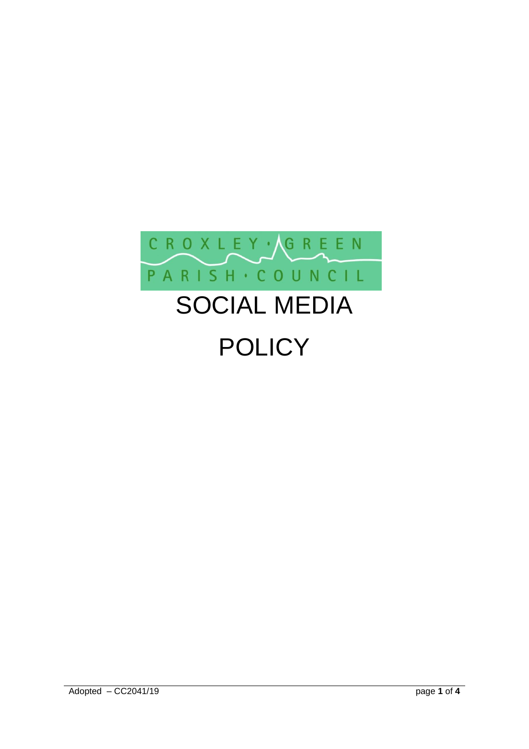CROXLEY · GREEN

PARISH · COUNCIL

# SOCIAL MEDIA POLICY

Adopted – CC2041/19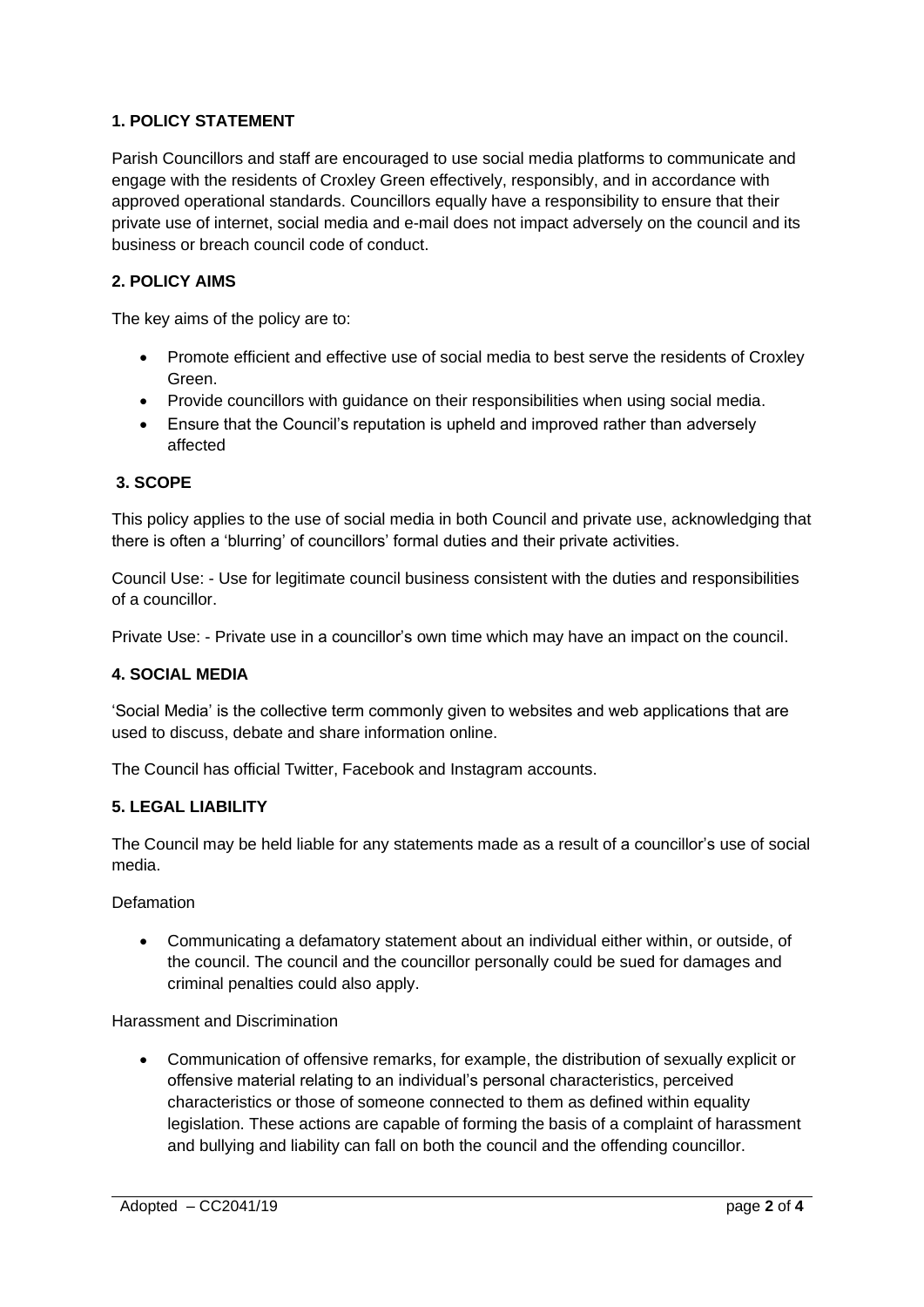## 1. POLICY STATEMENT

Parish Councillors and staff are encouraged to use social media platforms to communicate and engage with the residents of Croxley Green effectively, responsibly, and in accordance with approved operational standards. Councillors equally have a responsibility to ensure that their private use of internet, social media and e-mail does not impact adversely on the council and its business or breach council code of conduct.

## 2. POLICY AIMS

The key aims of the policy are to:

- Promote efficient and effective use of social media to best serve the residents of Croxley Green.
- Provide councillors with guidance on their responsibilities when using social media.
- Ensure that the Council's reputation is upheld and improved rather than adversely affected

## 3. SCOPE

This policy applies to the use of social media in both Council and private use, acknowledging that there is often a 'blurring' of councillors' formal duties and their private activities.

Council Use: - Use for legitimate council business consistent with the duties and responsibilities of a councillor.

Private Use: - Private use in a councillor's own time which may have an impact on the council.

## 4. SOCIAL MEDIA

'Social Media' is the collective term commonly given to websites and web applications that are used to discuss, debate and share information online.

The Council has official Twitter, Facebook and Instagram accounts.

## 5. LEGAL LIABILITY

The Council may be held liable for any statements made as a result of a councillor's use of social media.

Defamation

- Communicating a defamatory statement about an individual either within, or outside, of the council. The council and the councillor personally could be sued for damages and criminal penalties could also apply.

Harassment and Discrimination

- Communication of offensive remarks, for example, the distribution of sexually explicit or offensive material relating to an individual's personal characteristics, perceived characteristics or those of someone connected to them as defined within equality legislation. These actions are capable of forming the basis of a complaint of harassment and bullying and liability can fall on both the council and the offending councillor.

Adopted – CC2041/19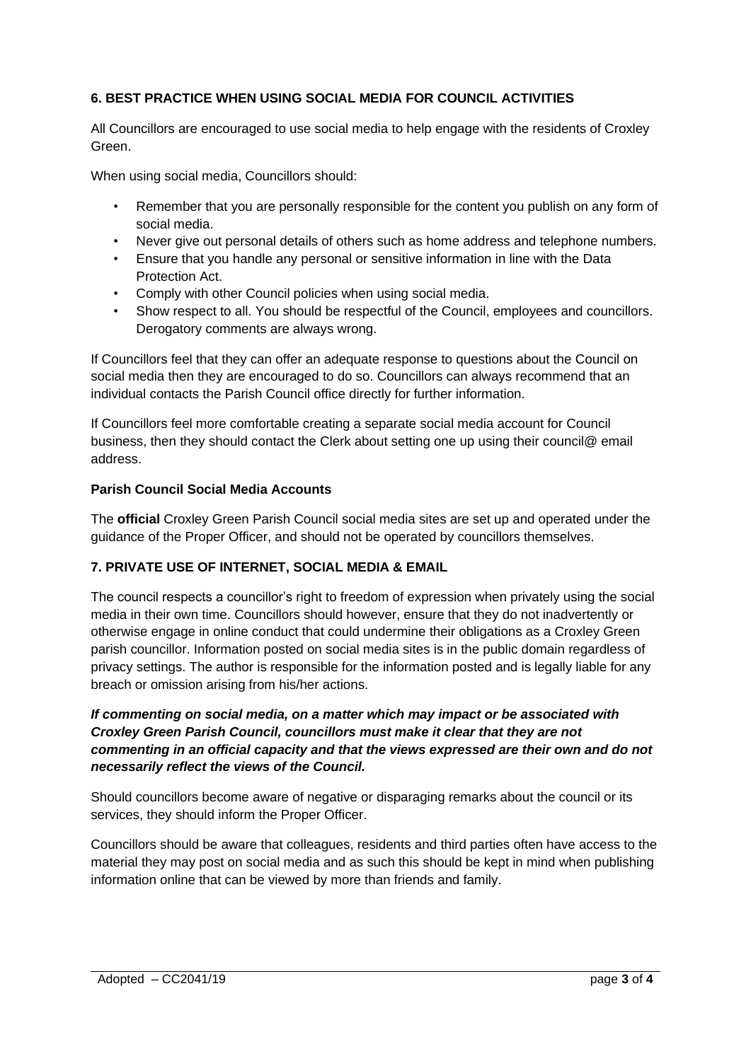## 6. BEST PRACTICE WHEN USING SOCIAL MEDIA FOR COUNCIL ACTIVITIES

All Councillors are encouraged to use social media to help engage with the residents of Croxley Green.

When using social media, Councillors should:

- Remember that you are personally responsible for the content you publish on any form of social media.
- Never give out personal details of others such as home address and telephone numbers.
- Ensure that you handle any personal or sensitive information in line with the Data Protection Act.
- Comply with other Council policies when using social media.
- Show respect to all. You should be respectful of the Council, employees and councillors. Derogatory comments are always wrong.

If Councillors feel that they can offer an adequate response to questions about the Council on social media then they are encouraged to do so. Councillors can always recommend that an individual contacts the Parish Council office directly for further information.

If Councillors feel more comfortable creating a separate social media account for Council business, then they should contact the Clerk about setting one up using their council@ email address.

### Parish Council Social Media Accounts

The **official** Croxley Green Parish Council social media sites are set up and operated under the guidance of the Proper Officer, and should not be operated by councillors themselves.

## 7. PRIVATE USE OF INTERNET, SOCIAL MEDIA & EMAIL

The council respects a councillor's right to freedom of expression when privately using the social media in their own time. Councillors should however, ensure that they do not inadvertently or otherwise engage in online conduct that could undermine their obligations as a Croxley Green parish councillor. Information posted on social media sites is in the public domain regardless of privacy settings. The author is responsible for the information posted and is legally liable for any breach or omission arising from his/her actions.

***If commenting on social media, on a matter which may impact or be associated with Croxley Green Parish Council, councillors must make it clear that they are not commenting in an official capacity and that the views expressed are their own and do not necessarily reflect the views of the Council.***

Should councillors become aware of negative or disparaging remarks about the council or its services, they should inform the Proper Officer.

Councillors should be aware that colleagues, residents and third parties often have access to the material they may post on social media and as such this should be kept in mind when publishing information online that can be viewed by more than friends and family.

Adopted – CC2041/19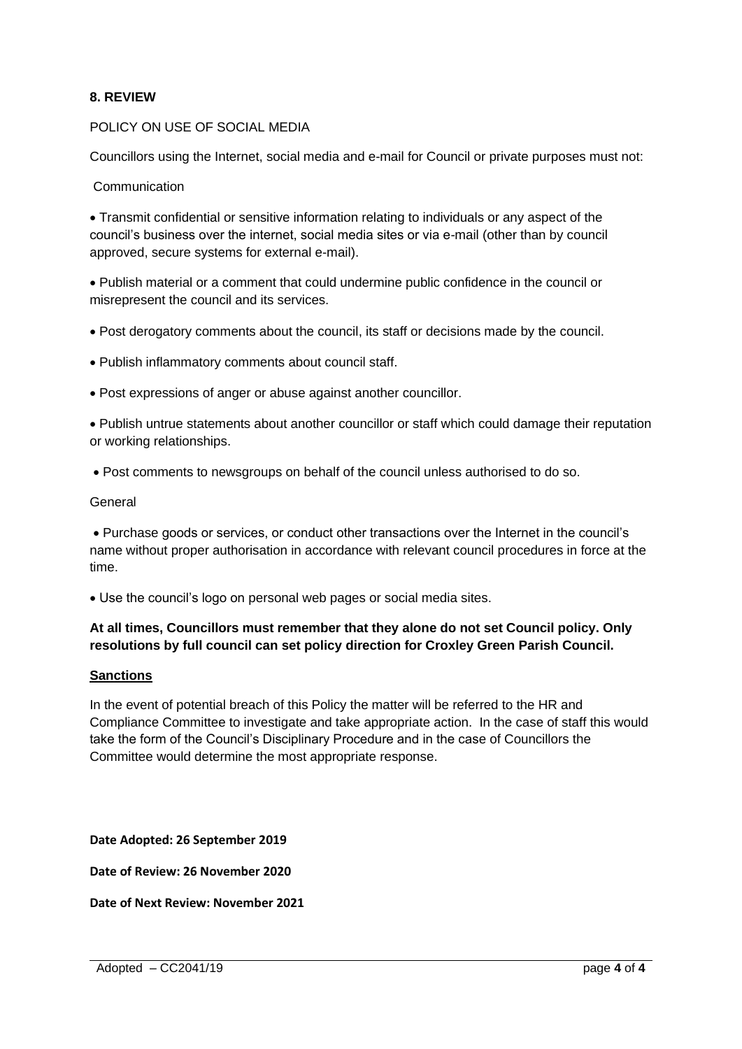**8. REVIEW**

POLICY ON USE OF SOCIAL MEDIA

Councillors using the Internet, social media and e-mail for Council or private purposes must not:

Communication

- Transmit confidential or sensitive information relating to individuals or any aspect of the council's business over the internet, social media sites or via e-mail (other than by council approved, secure systems for external e-mail).
- Publish material or a comment that could undermine public confidence in the council or misrepresent the council and its services.
- Post derogatory comments about the council, its staff or decisions made by the council.
- Publish inflammatory comments about council staff.
- Post expressions of anger or abuse against another councillor.
- Publish untrue statements about another councillor or staff which could damage their reputation or working relationships.
- Post comments to newsgroups on behalf of the council unless authorised to do so.

General

- Purchase goods or services, or conduct other transactions over the Internet in the council's name without proper authorisation in accordance with relevant council procedures in force at the time.
- Use the council's logo on personal web pages or social media sites.

**At all times, Councillors must remember that they alone do not set Council policy. Only resolutions by full council can set policy direction for Croxley Green Parish Council.**

**Sanctions**

In the event of potential breach of this Policy the matter will be referred to the HR and Compliance Committee to investigate and take appropriate action. In the case of staff this would take the form of the Council's Disciplinary Procedure and in the case of Councillors the Committee would determine the most appropriate response.

**Date Adopted: 26 September 2019**

**Date of Review: 26 November 2020**

**Date of Next Review: November 2021**

Adopted – CC2041/19